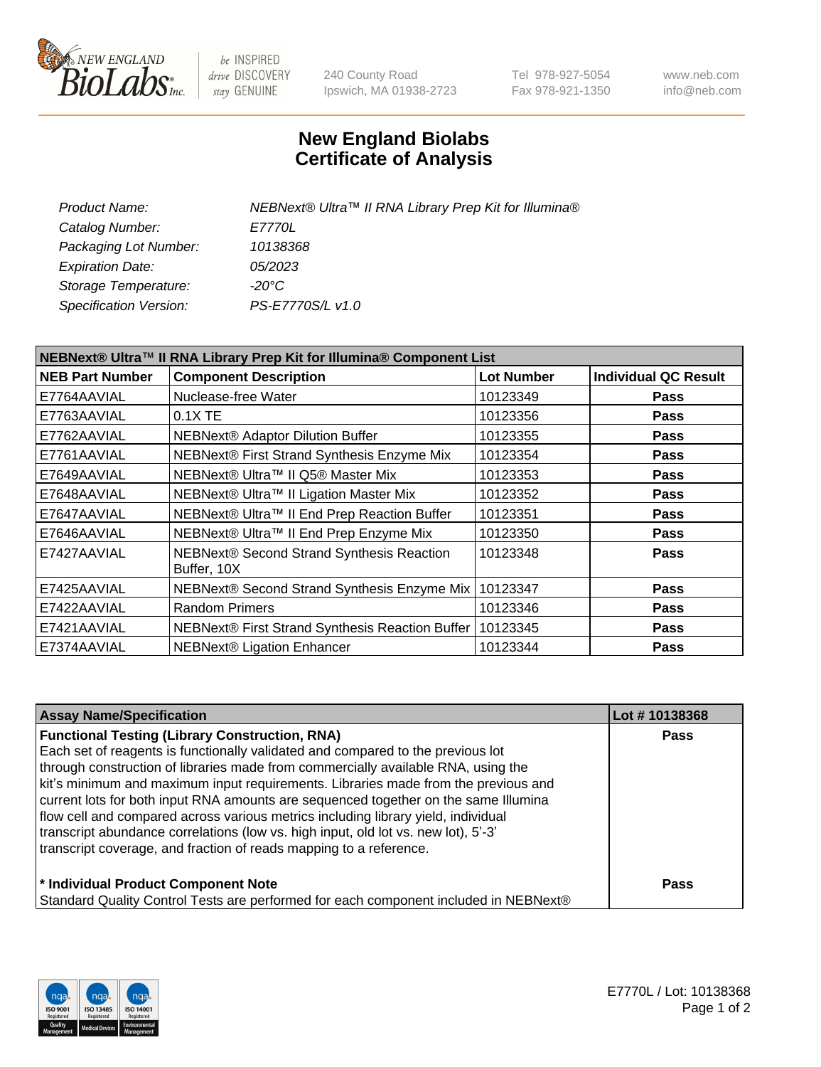# New England Biolabs
# Certificate of Analysis

| | |
|---|---|
| *Product Name:* | *NEBNext® Ultra™ II RNA Library Prep Kit for Illumina®* |
| *Catalog Number:* | *E7770L* |
| *Packaging Lot Number:* | *10138368* |
| *Expiration Date:* | *05/2023* |
| *Storage Temperature:* | *-20°C* |
| *Specification Version:* | *PS-E7770S/L v1.0* |

**NEBNext® Ultra™ II RNA Library Prep Kit for Illumina® Component List**

| NEB Part Number | Component Description | Lot Number | Individual QC Result |
|---|---|---|---|
| E7764AAVIAL | Nuclease-free Water | 10123349 | **Pass** |
| E7763AAVIAL | 0.1X TE | 10123356 | **Pass** |
| E7762AAVIAL | NEBNext® Adaptor Dilution Buffer | 10123355 | **Pass** |
| E7761AAVIAL | NEBNext® First Strand Synthesis Enzyme Mix | 10123354 | **Pass** |
| E7649AAVIAL | NEBNext® Ultra™ II Q5® Master Mix | 10123353 | **Pass** |
| E7648AAVIAL | NEBNext® Ultra™ II Ligation Master Mix | 10123352 | **Pass** |
| E7647AAVIAL | NEBNext® Ultra™ II End Prep Reaction Buffer | 10123351 | **Pass** |
| E7646AAVIAL | NEBNext® Ultra™ II End Prep Enzyme Mix | 10123350 | **Pass** |
| E7427AAVIAL | NEBNext® Second Strand Synthesis Reaction Buffer, 10X | 10123348 | **Pass** |
| E7425AAVIAL | NEBNext® Second Strand Synthesis Enzyme Mix | 10123347 | **Pass** |
| E7422AAVIAL | Random Primers | 10123346 | **Pass** |
| E7421AAVIAL | NEBNext® First Strand Synthesis Reaction Buffer | 10123345 | **Pass** |
| E7374AAVIAL | NEBNext® Ligation Enhancer | 10123344 | **Pass** |

| Assay Name/Specification | Lot # 10138368 |
|---|---|
| **Functional Testing (Library Construction, RNA)**<br>Each set of reagents is functionally validated and compared to the previous lot through construction of libraries made from commercially available RNA, using the kit's minimum and maximum input requirements. Libraries made from the previous and current lots for both input RNA amounts are sequenced together on the same Illumina flow cell and compared across various metrics including library yield, individual transcript abundance correlations (low vs. high input, old lot vs. new lot), 5'-3' transcript coverage, and fraction of reads mapping to a reference. | **Pass** |
| **\* Individual Product Component Note**<br>Standard Quality Control Tests are performed for each component included in NEBNext® | **Pass** |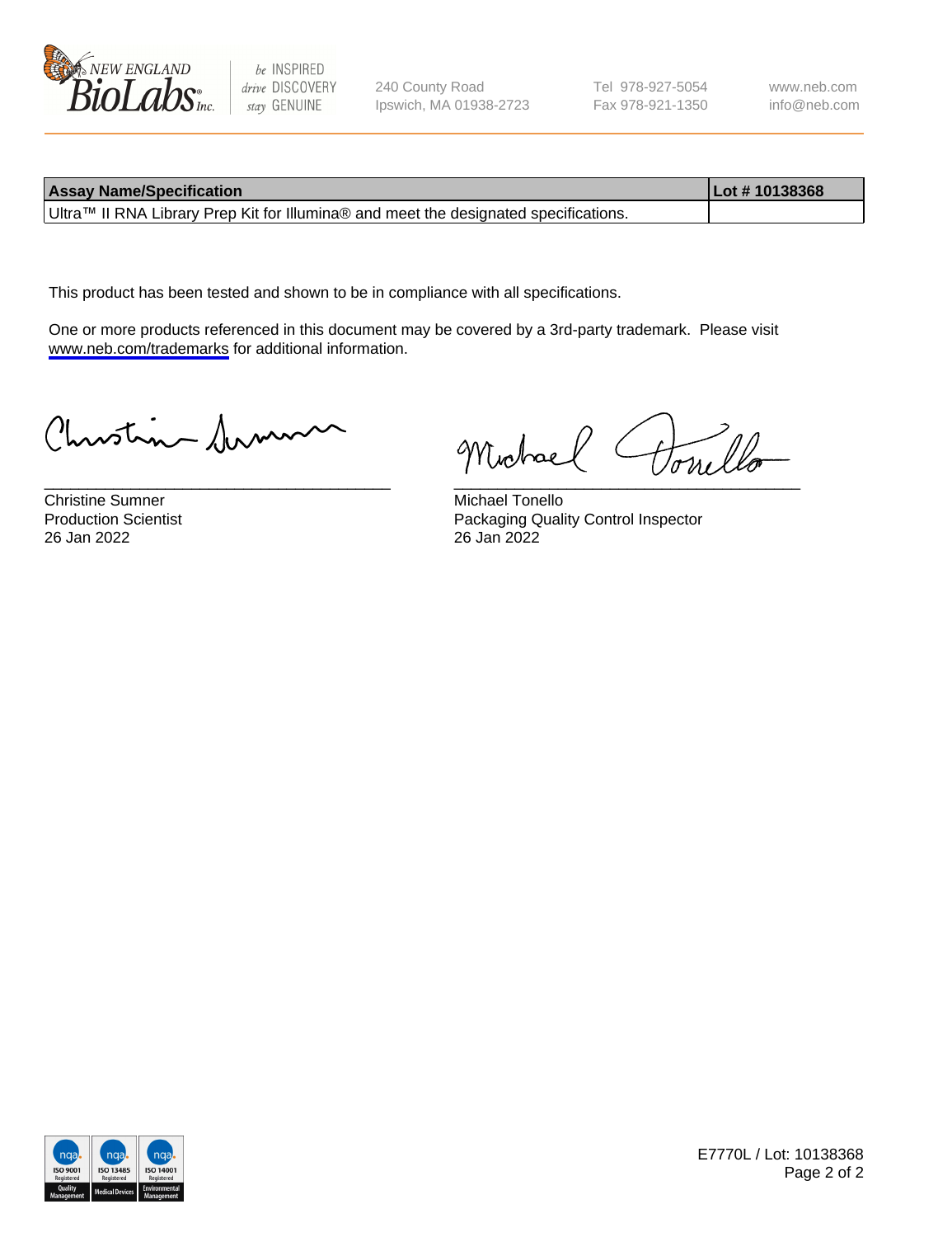| Assay Name/Specification | Lot # 10138368 |
| --- | --- |
| Ultra™ II RNA Library Prep Kit for Illumina® and meet the designated specifications. | |

This product has been tested and shown to be in compliance with all specifications.

One or more products referenced in this document may be covered by a 3rd-party trademark. Please visit www.neb.com/trademarks for additional information.

Christine Sumner
Production Scientist
26 Jan 2022

Michael Tonello
Packaging Quality Control Inspector
26 Jan 2022

E7770L / Lot: 10138368